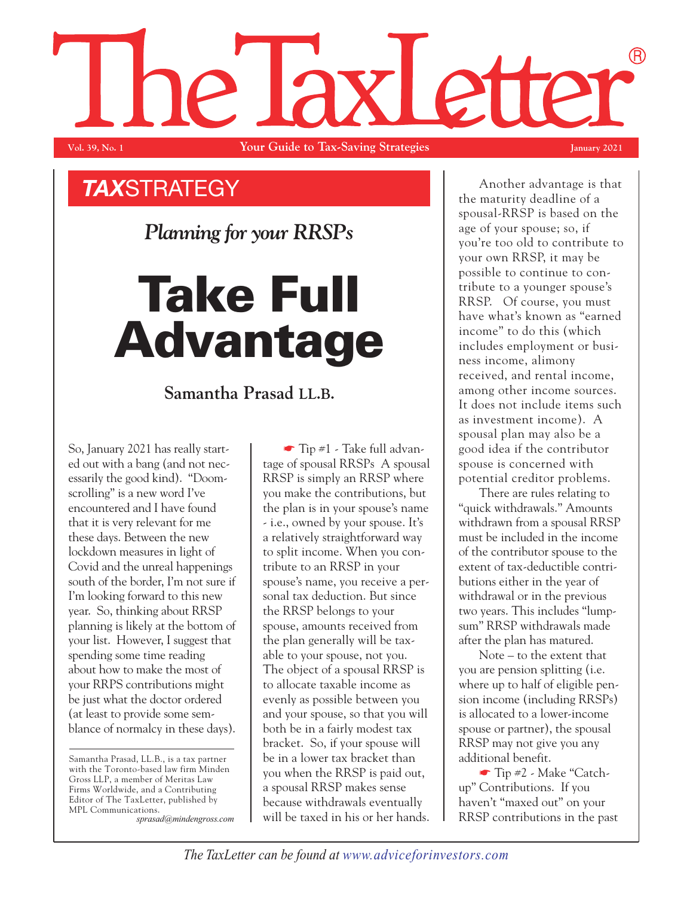# The TaxLetter®

Vol. 39, No. 1 — Your Guide to Tax-Saving Strategies — January 2021

## TAXSTRATEGY

*Planning for your RRSPs*

# Take Full Advantage

**Samantha Prasad LL.B.**

So, January 2021 has really started out with a bang (and not necessarily the good kind). "Doomscrolling" is a new word I've encountered and I have found that it is very relevant for me these days. Between the new lockdown measures in light of Covid and the unreal happenings south of the border, I'm not sure if I'm looking forward to this new year. So, thinking about RRSP planning is likely at the bottom of your list. However, I suggest that spending some time reading about how to make the most of your RRPS contributions might be just what the doctor ordered (at least to provide some semblance of normalcy in these days).

Samantha Prasad, LL.B., is a tax partner with the Toronto-based law firm Minden Gross LLP, a member of Meritas Law Firms Worldwide, and a Contributing Editor of The TaxLetter, published by MPL Communications.
*sprasad@mindengross.com*

☛ Tip #1 - Take full advantage of spousal RRSPs A spousal RRSP is simply an RRSP where you make the contributions, but the plan is in your spouse's name - i.e., owned by your spouse. It's a relatively straightforward way to split income. When you contribute to an RRSP in your spouse's name, you receive a personal tax deduction. But since the RRSP belongs to your spouse, amounts received from the plan generally will be taxable to your spouse, not you. The object of a spousal RRSP is to allocate taxable income as evenly as possible between you and your spouse, so that you will both be in a fairly modest tax bracket. So, if your spouse will be in a lower tax bracket than you when the RRSP is paid out, a spousal RRSP makes sense because withdrawals eventually will be taxed in his or her hands.

Another advantage is that the maturity deadline of a spousal-RRSP is based on the age of your spouse; so, if you're too old to contribute to your own RRSP, it may be possible to continue to contribute to a younger spouse's RRSP. Of course, you must have what's known as "earned income" to do this (which includes employment or business income, alimony received, and rental income, among other income sources. It does not include items such as investment income). A spousal plan may also be a good idea if the contributor spouse is concerned with potential creditor problems.

There are rules relating to "quick withdrawals." Amounts withdrawn from a spousal RRSP must be included in the income of the contributor spouse to the extent of tax-deductible contributions either in the year of withdrawal or in the previous two years. This includes "lump-sum" RRSP withdrawals made after the plan has matured.

Note – to the extent that you are pension splitting (i.e. where up to half of eligible pension income (including RRSPs) is allocated to a lower-income spouse or partner), the spousal RRSP may not give you any additional benefit.

☛ Tip #2 - Make "Catch-up" Contributions. If you haven't "maxed out" on your RRSP contributions in the past

*The TaxLetter can be found at www.adviceforinvestors.com*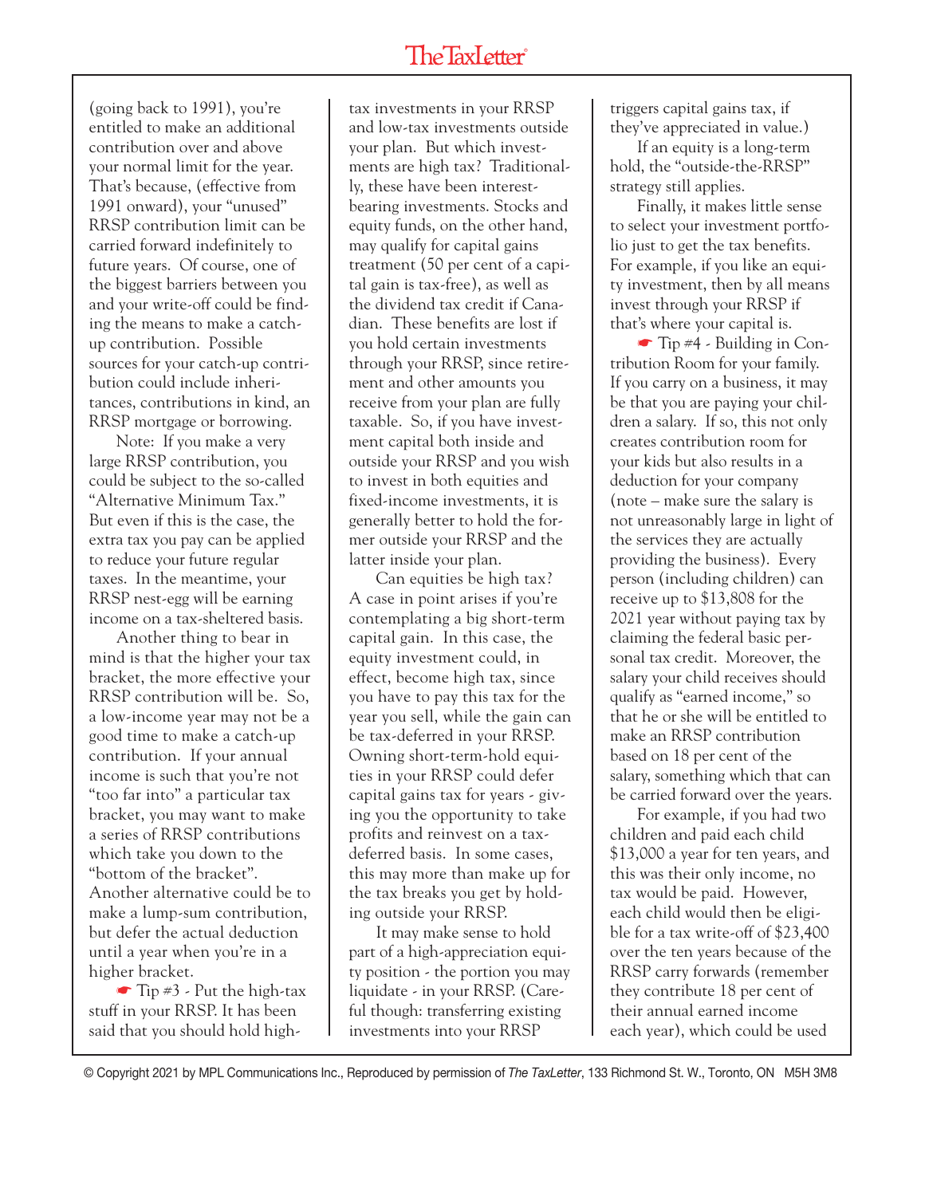(going back to 1991), you're entitled to make an additional contribution over and above your normal limit for the year. That's because, (effective from 1991 onward), your "unused" RRSP contribution limit can be carried forward indefinitely to future years. Of course, one of the biggest barriers between you and your write-off could be finding the means to make a catch-up contribution. Possible sources for your catch-up contribution could include inheritances, contributions in kind, an RRSP mortgage or borrowing.

Note: If you make a very large RRSP contribution, you could be subject to the so-called "Alternative Minimum Tax." But even if this is the case, the extra tax you pay can be applied to reduce your future regular taxes. In the meantime, your RRSP nest-egg will be earning income on a tax-sheltered basis.

Another thing to bear in mind is that the higher your tax bracket, the more effective your RRSP contribution will be. So, a low-income year may not be a good time to make a catch-up contribution. If your annual income is such that you're not "too far into" a particular tax bracket, you may want to make a series of RRSP contributions which take you down to the "bottom of the bracket". Another alternative could be to make a lump-sum contribution, but defer the actual deduction until a year when you're in a higher bracket.

☛ Tip #3 - Put the high-tax stuff in your RRSP. It has been said that you should hold high-tax investments in your RRSP and low-tax investments outside your plan. But which investments are high tax? Traditionally, these have been interest-bearing investments. Stocks and equity funds, on the other hand, may qualify for capital gains treatment (50 per cent of a capital gain is tax-free), as well as the dividend tax credit if Canadian. These benefits are lost if you hold certain investments through your RRSP, since retirement and other amounts you receive from your plan are fully taxable. So, if you have investment capital both inside and outside your RRSP and you wish to invest in both equities and fixed-income investments, it is generally better to hold the former outside your RRSP and the latter inside your plan.

Can equities be high tax? A case in point arises if you're contemplating a big short-term capital gain. In this case, the equity investment could, in effect, become high tax, since you have to pay this tax for the year you sell, while the gain can be tax-deferred in your RRSP. Owning short-term-hold equities in your RRSP could defer capital gains tax for years - giving you the opportunity to take profits and reinvest on a tax-deferred basis. In some cases, this may more than make up for the tax breaks you get by holding outside your RRSP.

It may make sense to hold part of a high-appreciation equity position - the portion you may liquidate - in your RRSP. (Careful though: transferring existing investments into your RRSP triggers capital gains tax, if they've appreciated in value.)

If an equity is a long-term hold, the "outside-the-RRSP" strategy still applies.

Finally, it makes little sense to select your investment portfolio just to get the tax benefits. For example, if you like an equity investment, then by all means invest through your RRSP if that's where your capital is.

☛ Tip #4 - Building in Contribution Room for your family. If you carry on a business, it may be that you are paying your children a salary. If so, this not only creates contribution room for your kids but also results in a deduction for your company (note – make sure the salary is not unreasonably large in light of the services they are actually providing the business). Every person (including children) can receive up to $13,808 for the 2021 year without paying tax by claiming the federal basic personal tax credit. Moreover, the salary your child receives should qualify as "earned income," so that he or she will be entitled to make an RRSP contribution based on 18 per cent of the salary, something which that can be carried forward over the years.

For example, if you had two children and paid each child $13,000 a year for ten years, and this was their only income, no tax would be paid. However, each child would then be eligible for a tax write-off of $23,400 over the ten years because of the RRSP carry forwards (remember they contribute 18 per cent of their annual earned income each year), which could be used

© Copyright 2021 by MPL Communications Inc., Reproduced by permission of *The TaxLetter*, 133 Richmond St. W., Toronto, ON M5H 3M8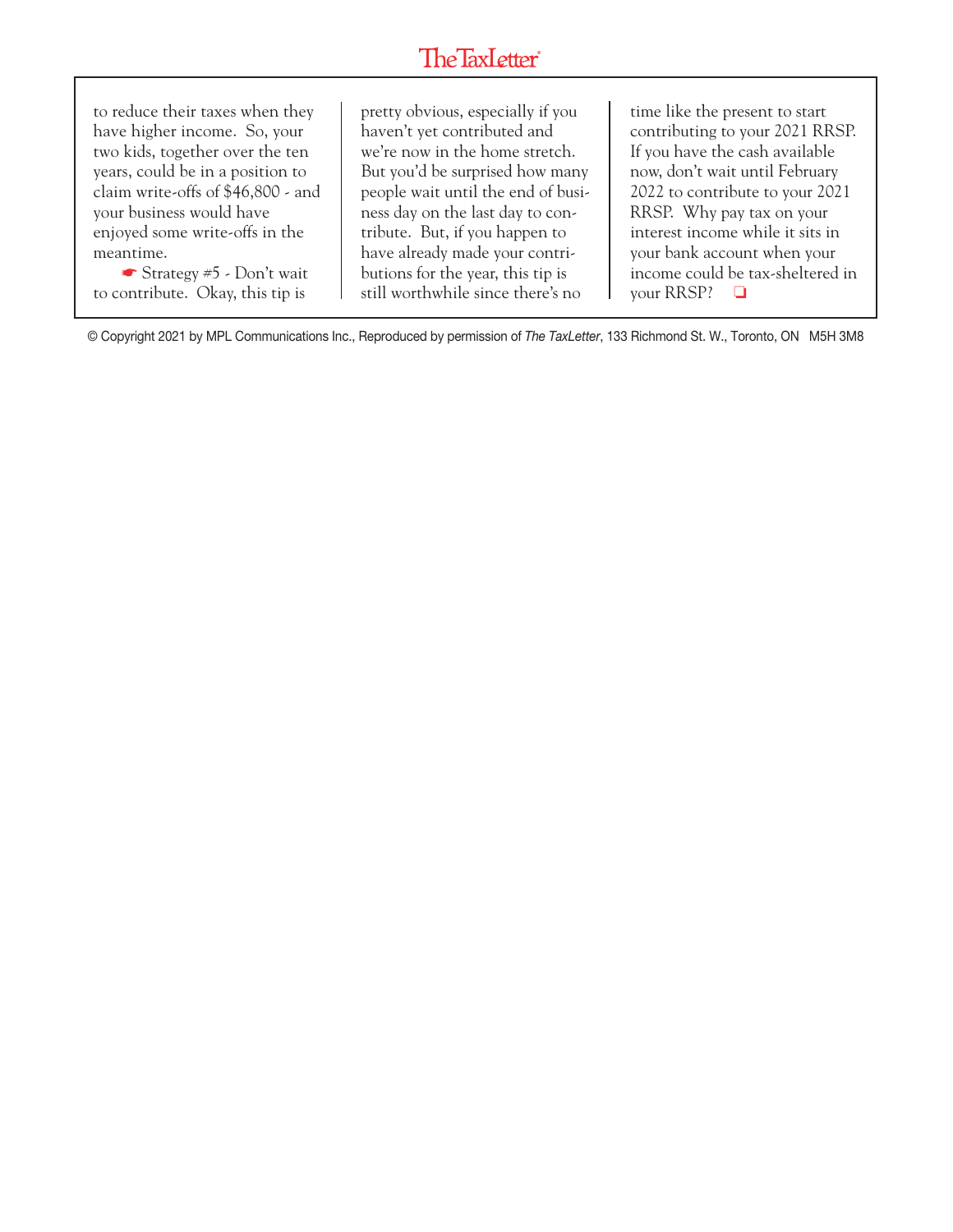to reduce their taxes when they have higher income. So, your two kids, together over the ten years, could be in a position to claim write-offs of $46,800 - and your business would have enjoyed some write-offs in the meantime.

☛ Strategy #5 - Don't wait to contribute. Okay, this tip is pretty obvious, especially if you haven't yet contributed and we're now in the home stretch. But you'd be surprised how many people wait until the end of business day on the last day to contribute. But, if you happen to have already made your contributions for the year, this tip is still worthwhile since there's no time like the present to start contributing to your 2021 RRSP. If you have the cash available now, don't wait until February 2022 to contribute to your 2021 RRSP. Why pay tax on your interest income while it sits in your bank account when your income could be tax-sheltered in your RRSP? ❏

© Copyright 2021 by MPL Communications Inc., Reproduced by permission of *The TaxLetter*, 133 Richmond St. W., Toronto, ON M5H 3M8